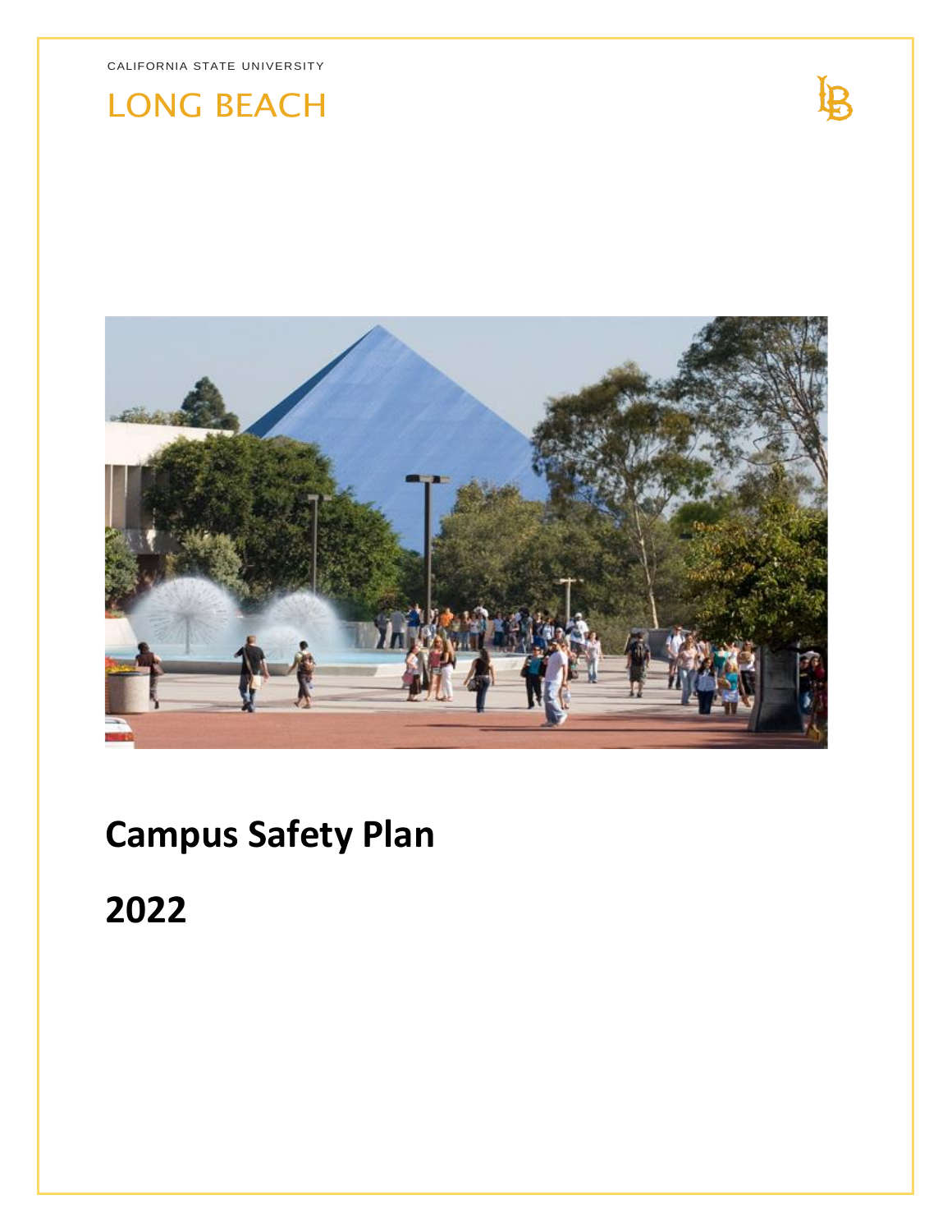CALIFORNIA STATE UNIVERSITY

LONG BEACH

# Campus Safety Plan

# 2022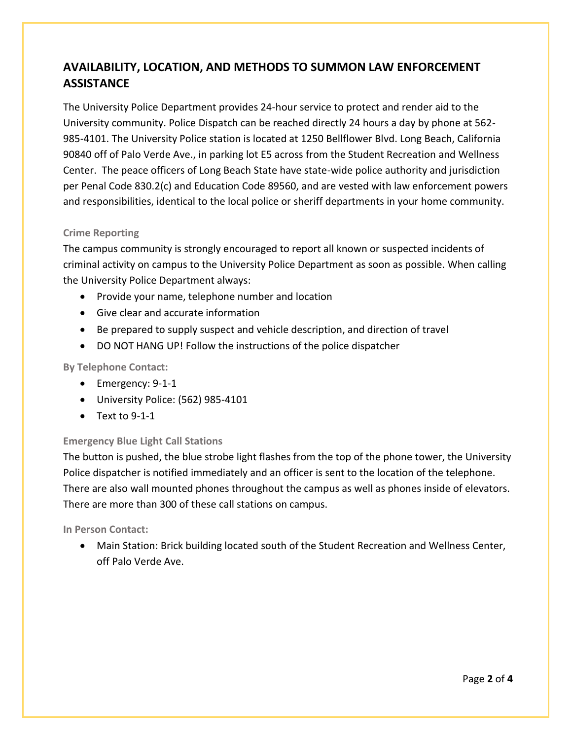## AVAILABILITY, LOCATION, AND METHODS TO SUMMON LAW ENFORCEMENT ASSISTANCE

The University Police Department provides 24-hour service to protect and render aid to the University community. Police Dispatch can be reached directly 24 hours a day by phone at 562-985-4101. The University Police station is located at 1250 Bellflower Blvd. Long Beach, California 90840 off of Palo Verde Ave., in parking lot E5 across from the Student Recreation and Wellness Center. The peace officers of Long Beach State have state-wide police authority and jurisdiction per Penal Code 830.2(c) and Education Code 89560, and are vested with law enforcement powers and responsibilities, identical to the local police or sheriff departments in your home community.

### Crime Reporting

The campus community is strongly encouraged to report all known or suspected incidents of criminal activity on campus to the University Police Department as soon as possible. When calling the University Police Department always:

- Provide your name, telephone number and location
- Give clear and accurate information
- Be prepared to supply suspect and vehicle description, and direction of travel
- DO NOT HANG UP! Follow the instructions of the police dispatcher

### By Telephone Contact:

- Emergency: 9-1-1
- University Police: (562) 985-4101
- Text to 9-1-1

### Emergency Blue Light Call Stations

The button is pushed, the blue strobe light flashes from the top of the phone tower, the University Police dispatcher is notified immediately and an officer is sent to the location of the telephone. There are also wall mounted phones throughout the campus as well as phones inside of elevators. There are more than 300 of these call stations on campus.

### In Person Contact:

- Main Station: Brick building located south of the Student Recreation and Wellness Center, off Palo Verde Ave.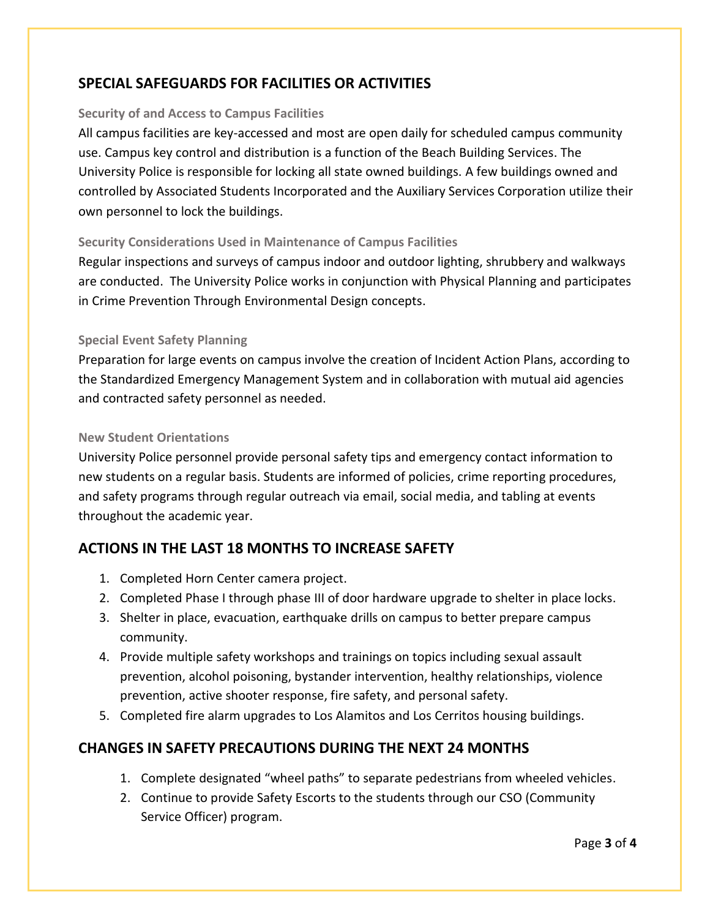## SPECIAL SAFEGUARDS FOR FACILITIES OR ACTIVITIES

### Security of and Access to Campus Facilities

All campus facilities are key-accessed and most are open daily for scheduled campus community use. Campus key control and distribution is a function of the Beach Building Services. The University Police is responsible for locking all state owned buildings. A few buildings owned and controlled by Associated Students Incorporated and the Auxiliary Services Corporation utilize their own personnel to lock the buildings.

### Security Considerations Used in Maintenance of Campus Facilities

Regular inspections and surveys of campus indoor and outdoor lighting, shrubbery and walkways are conducted. The University Police works in conjunction with Physical Planning and participates in Crime Prevention Through Environmental Design concepts.

### Special Event Safety Planning

Preparation for large events on campus involve the creation of Incident Action Plans, according to the Standardized Emergency Management System and in collaboration with mutual aid agencies and contracted safety personnel as needed.

### New Student Orientations

University Police personnel provide personal safety tips and emergency contact information to new students on a regular basis. Students are informed of policies, crime reporting procedures, and safety programs through regular outreach via email, social media, and tabling at events throughout the academic year.

## ACTIONS IN THE LAST 18 MONTHS TO INCREASE SAFETY

1. Completed Horn Center camera project.
2. Completed Phase I through phase III of door hardware upgrade to shelter in place locks.
3. Shelter in place, evacuation, earthquake drills on campus to better prepare campus community.
4. Provide multiple safety workshops and trainings on topics including sexual assault prevention, alcohol poisoning, bystander intervention, healthy relationships, violence prevention, active shooter response, fire safety, and personal safety.
5. Completed fire alarm upgrades to Los Alamitos and Los Cerritos housing buildings.

## CHANGES IN SAFETY PRECAUTIONS DURING THE NEXT 24 MONTHS

1. Complete designated "wheel paths" to separate pedestrians from wheeled vehicles.
2. Continue to provide Safety Escorts to the students through our CSO (Community Service Officer) program.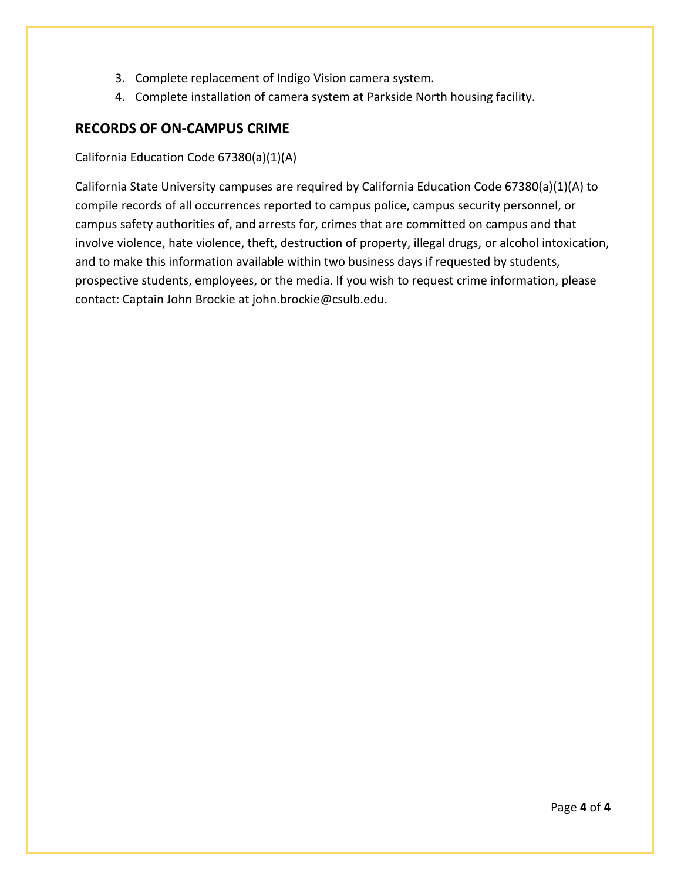3. Complete replacement of Indigo Vision camera system.
4. Complete installation of camera system at Parkside North housing facility.

## RECORDS OF ON-CAMPUS CRIME

California Education Code 67380(a)(1)(A)

California State University campuses are required by California Education Code 67380(a)(1)(A) to compile records of all occurrences reported to campus police, campus security personnel, or campus safety authorities of, and arrests for, crimes that are committed on campus and that involve violence, hate violence, theft, destruction of property, illegal drugs, or alcohol intoxication, and to make this information available within two business days if requested by students, prospective students, employees, or the media. If you wish to request crime information, please contact: Captain John Brockie at john.brockie@csulb.edu.